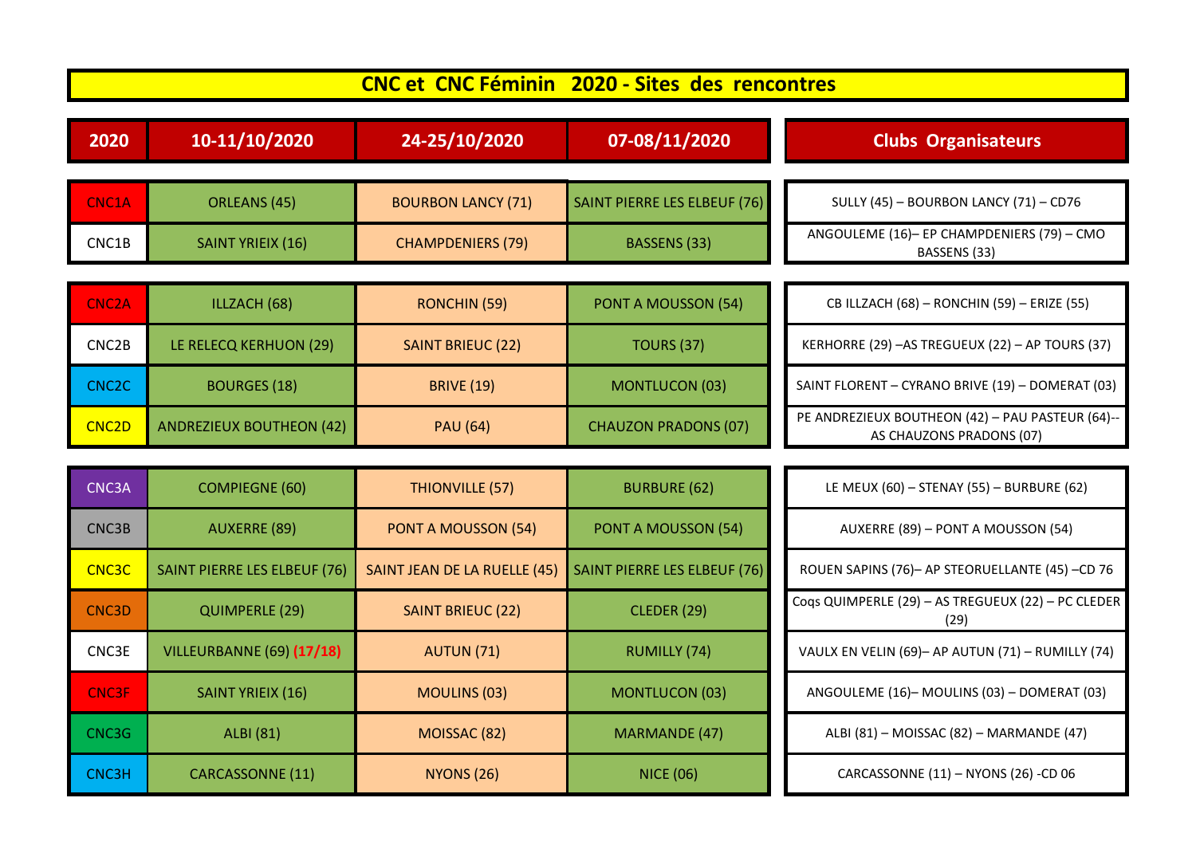# CNC et CNC Féminin 2020 - Sites des rencontres

| 2020 | 10-11/10/2020 | 24-25/10/2020 | 07-08/11/2020 | Clubs Organisateurs |
|---|---|---|---|---|
| CNC1A | ORLEANS (45) | BOURBON LANCY (71) | SAINT PIERRE LES ELBEUF (76) | SULLY (45) – BOURBON LANCY (71) – CD76 |
| CNC1B | SAINT YRIEIX (16) | CHAMPDENIERS (79) | BASSENS (33) | ANGOULEME (16)– EP CHAMPDENIERS (79) – CMO BASSENS (33) |
| CNC2A | ILLZACH (68) | RONCHIN (59) | PONT A MOUSSON (54) | CB ILLZACH (68) – RONCHIN (59) – ERIZE (55) |
| CNC2B | LE RELECQ KERHUON (29) | SAINT BRIEUC (22) | TOURS (37) | KERHORRE (29) –AS TREGUEUX (22) – AP TOURS (37) |
| CNC2C | BOURGES (18) | BRIVE (19) | MONTLUCON (03) | SAINT FLORENT – CYRANO BRIVE (19) – DOMERAT (03) |
| CNC2D | ANDREZIEUX BOUTHEON (42) | PAU (64) | CHAUZON PRADONS (07) | PE ANDREZIEUX BOUTHEON (42) – PAU PASTEUR (64)-- AS CHAUZONS PRADONS (07) |
| CNC3A | COMPIEGNE (60) | THIONVILLE (57) | BURBURE (62) | LE MEUX (60) – STENAY (55) – BURBURE (62) |
| CNC3B | AUXERRE (89) | PONT A MOUSSON (54) | PONT A MOUSSON (54) | AUXERRE (89) – PONT A MOUSSON (54) |
| CNC3C | SAINT PIERRE LES ELBEUF (76) | SAINT JEAN DE LA RUELLE (45) | SAINT PIERRE LES ELBEUF (76) | ROUEN SAPINS (76)– AP STEORUELLANTE (45) –CD 76 |
| CNC3D | QUIMPERLE (29) | SAINT BRIEUC (22) | CLEDER (29) | Coqs QUIMPERLE (29) – AS TREGUEUX (22) – PC CLEDER (29) |
| CNC3E | VILLEURBANNE (69) (17/18) | AUTUN (71) | RUMILLY (74) | VAULX EN VELIN (69)– AP AUTUN (71) – RUMILLY (74) |
| CNC3F | SAINT YRIEIX (16) | MOULINS (03) | MONTLUCON (03) | ANGOULEME (16)– MOULINS (03) – DOMERAT (03) |
| CNC3G | ALBI (81) | MOISSAC (82) | MARMANDE (47) | ALBI (81) – MOISSAC (82) – MARMANDE (47) |
| CNC3H | CARCASSONNE (11) | NYONS (26) | NICE (06) | CARCASSONNE (11) – NYONS (26) -CD 06 |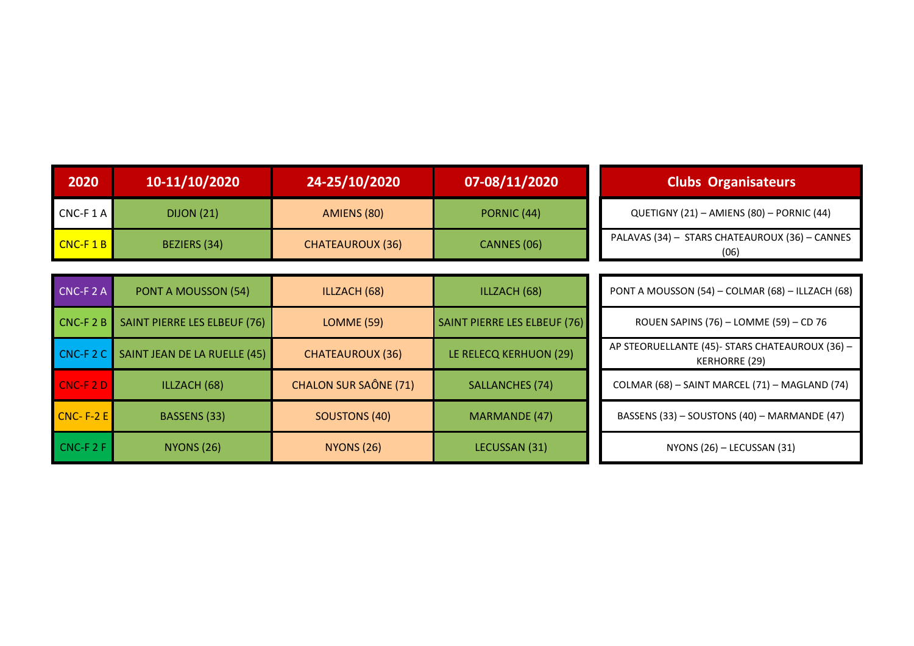| 2020 | 10-11/10/2020 | 24-25/10/2020 | 07-08/11/2020 | Clubs Organisateurs |
|---|---|---|---|---|
| CNC-F 1 A | DIJON (21) | AMIENS (80) | PORNIC (44) | QUETIGNY (21) – AMIENS (80) – PORNIC (44) |
| CNC-F 1 B | BEZIERS (34) | CHATEAUROUX (36) | CANNES (06) | PALAVAS (34) – STARS CHATEAUROUX (36) – CANNES (06) |
| CNC-F 2 A | PONT A MOUSSON (54) | ILLZACH (68) | ILLZACH (68) | PONT A MOUSSON (54) – COLMAR (68) – ILLZACH (68) |
| CNC-F 2 B | SAINT PIERRE LES ELBEUF (76) | LOMME (59) | SAINT PIERRE LES ELBEUF (76) | ROUEN SAPINS (76) – LOMME (59) – CD 76 |
| CNC-F 2 C | SAINT JEAN DE LA RUELLE (45) | CHATEAUROUX (36) | LE RELECQ KERHUON (29) | AP STEORUELLANTE (45)- STARS CHATEAUROUX (36) – KERHORRE (29) |
| CNC-F 2 D | ILLZACH (68) | CHALON SUR SAÔNE (71) | SALLANCHES (74) | COLMAR (68) – SAINT MARCEL (71) – MAGLAND (74) |
| CNC- F-2 E | BASSENS (33) | SOUSTONS (40) | MARMANDE (47) | BASSENS (33) – SOUSTONS (40) – MARMANDE (47) |
| CNC-F 2 F | NYONS (26) | NYONS (26) | LECUSSAN (31) | NYONS (26) – LECUSSAN (31) |